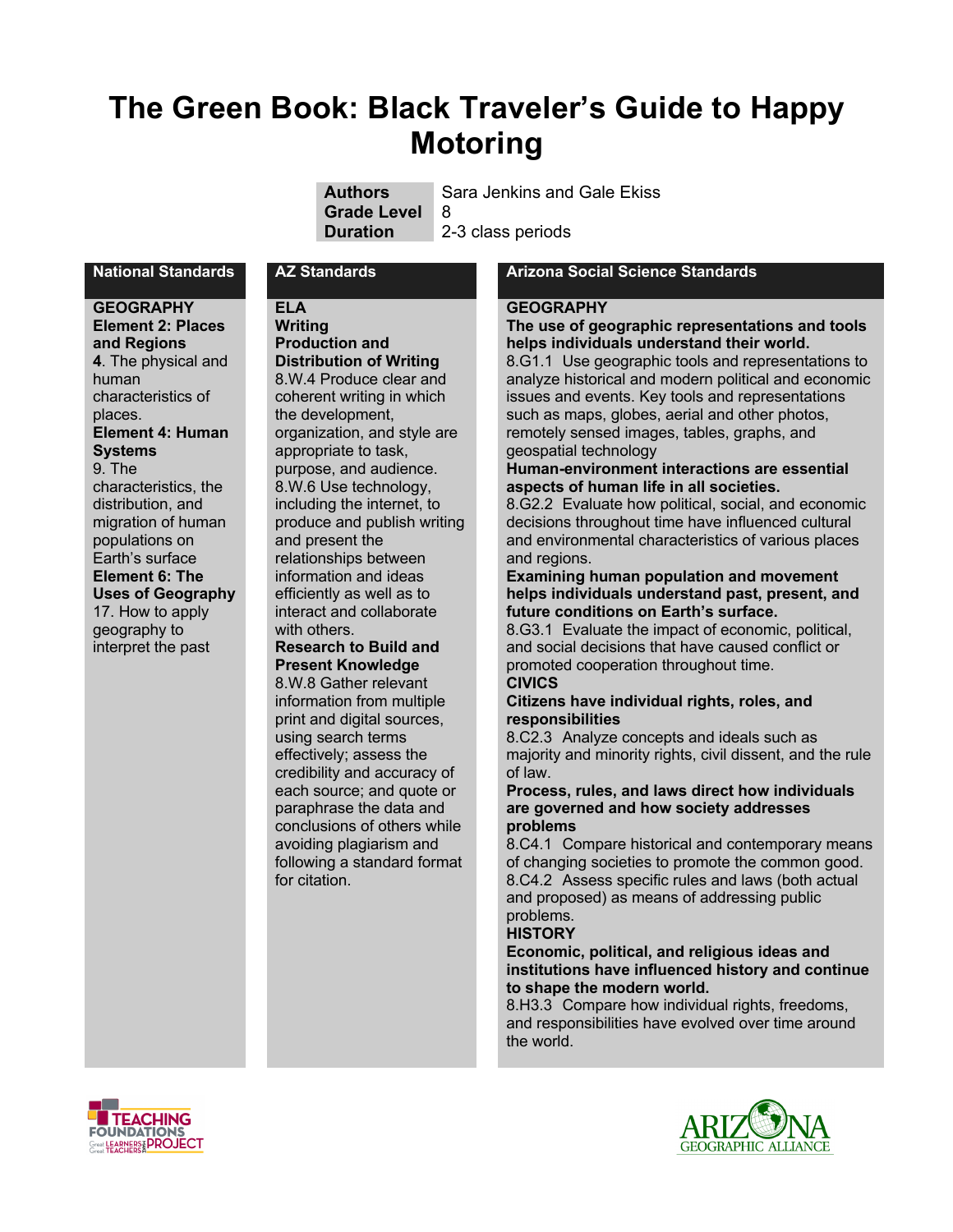# The Green Book: Black Traveler's Guide to Happy Motoring

| | |
|---|---|
| **Authors** | Sara Jenkins and Gale Ekiss |
| **Grade Level** | 8 |
| **Duration** | 2-3 class periods |

## National Standards

**GEOGRAPHY**

**Element 2: Places and Regions**

**4**. The physical and human characteristics of places.

**Element 4: Human Systems**

9. The characteristics, the distribution, and migration of human populations on Earth's surface

**Element 6: The Uses of Geography**

17. How to apply geography to interpret the past

## AZ Standards

**ELA**

**Writing**

**Production and Distribution of Writing**

8.W.4 Produce clear and coherent writing in which the development, organization, and style are appropriate to task, purpose, and audience.

8.W.6 Use technology, including the internet, to produce and publish writing and present the relationships between information and ideas efficiently as well as to interact and collaborate with others.

**Research to Build and Present Knowledge**

8.W.8 Gather relevant information from multiple print and digital sources, using search terms effectively; assess the credibility and accuracy of each source; and quote or paraphrase the data and conclusions of others while avoiding plagiarism and following a standard format for citation.

## Arizona Social Science Standards

**GEOGRAPHY**

**The use of geographic representations and tools helps individuals understand their world.**

8.G1.1 Use geographic tools and representations to analyze historical and modern political and economic issues and events. Key tools and representations such as maps, globes, aerial and other photos, remotely sensed images, tables, graphs, and geospatial technology

**Human-environment interactions are essential aspects of human life in all societies.**

8.G2.2 Evaluate how political, social, and economic decisions throughout time have influenced cultural and environmental characteristics of various places and regions.

**Examining human population and movement helps individuals understand past, present, and future conditions on Earth's surface.**

8.G3.1 Evaluate the impact of economic, political, and social decisions that have caused conflict or promoted cooperation throughout time.

**CIVICS**

**Citizens have individual rights, roles, and responsibilities**

8.C2.3 Analyze concepts and ideals such as majority and minority rights, civil dissent, and the rule of law.

**Process, rules, and laws direct how individuals are governed and how society addresses problems**

8.C4.1 Compare historical and contemporary means of changing societies to promote the common good.

8.C4.2 Assess specific rules and laws (both actual and proposed) as means of addressing public problems.

**HISTORY**

**Economic, political, and religious ideas and institutions have influenced history and continue to shape the modern world.**

8.H3.3 Compare how individual rights, freedoms, and responsibilities have evolved over time around the world.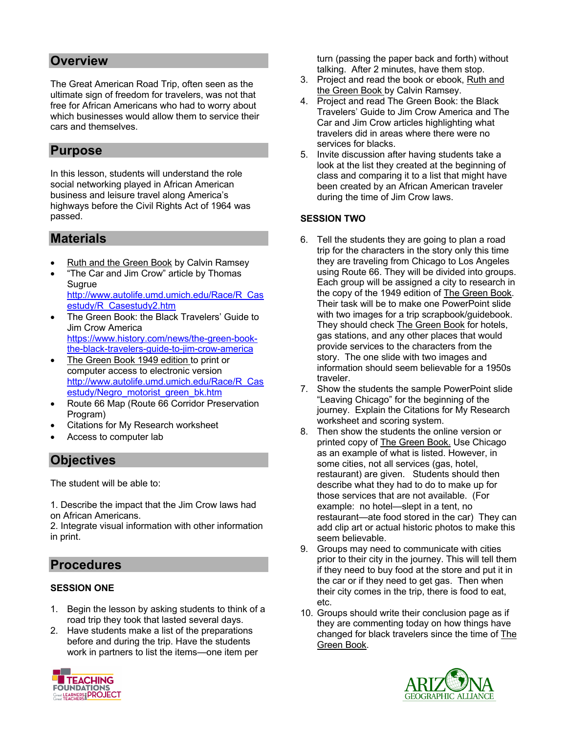## Overview

The Great American Road Trip, often seen as the ultimate sign of freedom for travelers, was not that free for African Americans who had to worry about which businesses would allow them to service their cars and themselves.

## Purpose

In this lesson, students will understand the role social networking played in African American business and leisure travel along America's highways before the Civil Rights Act of 1964 was passed.

## Materials

- Ruth and the Green Book by Calvin Ramsey
- "The Car and Jim Crow" article by Thomas Sugrue http://www.autolife.umd.umich.edu/Race/R_Casestudy/R_Casestudy2.htm
- The Green Book: the Black Travelers' Guide to Jim Crow America https://www.history.com/news/the-green-book-the-black-travelers-guide-to-jim-crow-america
- The Green Book 1949 edition to print or computer access to electronic version http://www.autolife.umd.umich.edu/Race/R_Casestudy/Negro_motorist_green_bk.htm
- Route 66 Map (Route 66 Corridor Preservation Program)
- Citations for My Research worksheet
- Access to computer lab

## Objectives

The student will be able to:

1. Describe the impact that the Jim Crow laws had on African Americans.
2. Integrate visual information with other information in print.

## Procedures

**SESSION ONE**

1. Begin the lesson by asking students to think of a road trip they took that lasted several days.
2. Have students make a list of the preparations before and during the trip. Have the students work in partners to list the items—one item per turn (passing the paper back and forth) without talking. After 2 minutes, have them stop.
3. Project and read the book or ebook, Ruth and the Green Book by Calvin Ramsey.
4. Project and read The Green Book: the Black Travelers' Guide to Jim Crow America and The Car and Jim Crow articles highlighting what travelers did in areas where there were no services for blacks.
5. Invite discussion after having students take a look at the list they created at the beginning of class and comparing it to a list that might have been created by an African American traveler during the time of Jim Crow laws.

**SESSION TWO**

6. Tell the students they are going to plan a road trip for the characters in the story only this time they are traveling from Chicago to Los Angeles using Route 66. They will be divided into groups. Each group will be assigned a city to research in the copy of the 1949 edition of The Green Book. Their task will be to make one PowerPoint slide with two images for a trip scrapbook/guidebook. They should check The Green Book for hotels, gas stations, and any other places that would provide services to the characters from the story. The one slide with two images and information should seem believable for a 1950s traveler.
7. Show the students the sample PowerPoint slide "Leaving Chicago" for the beginning of the journey. Explain the Citations for My Research worksheet and scoring system.
8. Then show the students the online version or printed copy of The Green Book. Use Chicago as an example of what is listed. However, in some cities, not all services (gas, hotel, restaurant) are given. Students should then describe what they had to do to make up for those services that are not available. (For example: no hotel—slept in a tent, no restaurant—ate food stored in the car) They can add clip art or actual historic photos to make this seem believable.
9. Groups may need to communicate with cities prior to their city in the journey. This will tell them if they need to buy food at the store and put it in the car or if they need to get gas. Then when their city comes in the trip, there is food to eat, etc.
10. Groups should write their conclusion page as if they are commenting today on how things have changed for black travelers since the time of The Green Book.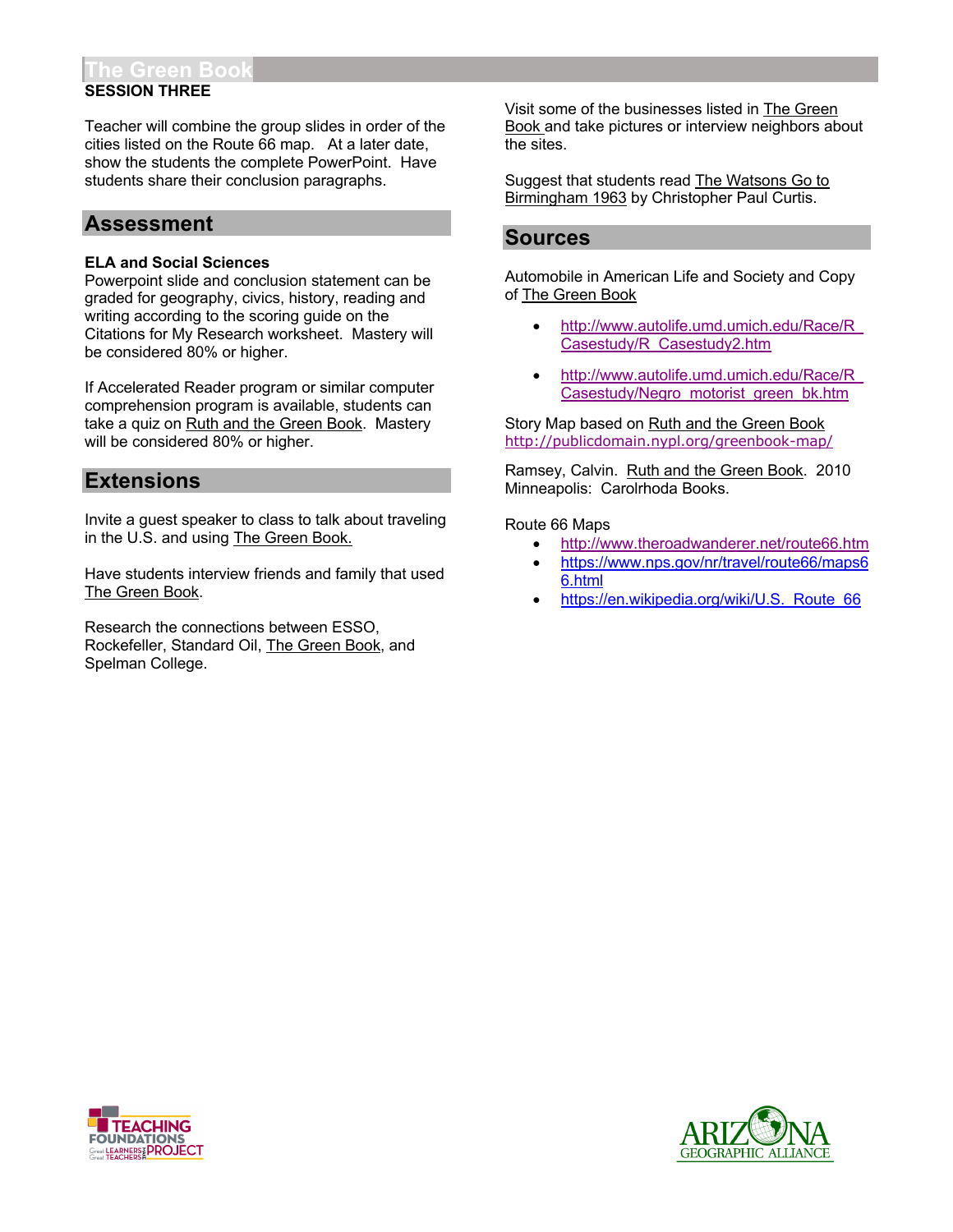# The Green Book

**SESSION THREE**

Teacher will combine the group slides in order of the cities listed on the Route 66 map. At a later date, show the students the complete PowerPoint. Have students share their conclusion paragraphs.

## Assessment

**ELA and Social Sciences**
Powerpoint slide and conclusion statement can be graded for geography, civics, history, reading and writing according to the scoring guide on the Citations for My Research worksheet. Mastery will be considered 80% or higher.

If Accelerated Reader program or similar computer comprehension program is available, students can take a quiz on Ruth and the Green Book. Mastery will be considered 80% or higher.

## Extensions

Invite a guest speaker to class to talk about traveling in the U.S. and using The Green Book.

Have students interview friends and family that used The Green Book.

Research the connections between ESSO, Rockefeller, Standard Oil, The Green Book, and Spelman College.

Visit some of the businesses listed in The Green Book and take pictures or interview neighbors about the sites.

Suggest that students read The Watsons Go to Birmingham 1963 by Christopher Paul Curtis.

## Sources

Automobile in American Life and Society and Copy of The Green Book

- http://www.autolife.umd.umich.edu/Race/R_Casestudy/R_Casestudy2.htm
- http://www.autolife.umd.umich.edu/Race/R_Casestudy/Negro_motorist_green_bk.htm

Story Map based on Ruth and the Green Book
http://publicdomain.nypl.org/greenbook-map/

Ramsey, Calvin. Ruth and the Green Book. 2010 Minneapolis: Carolrhoda Books.

Route 66 Maps

- http://www.theroadwanderer.net/route66.htm
- https://www.nps.gov/nr/travel/route66/maps66.html
- https://en.wikipedia.org/wiki/U.S._Route_66